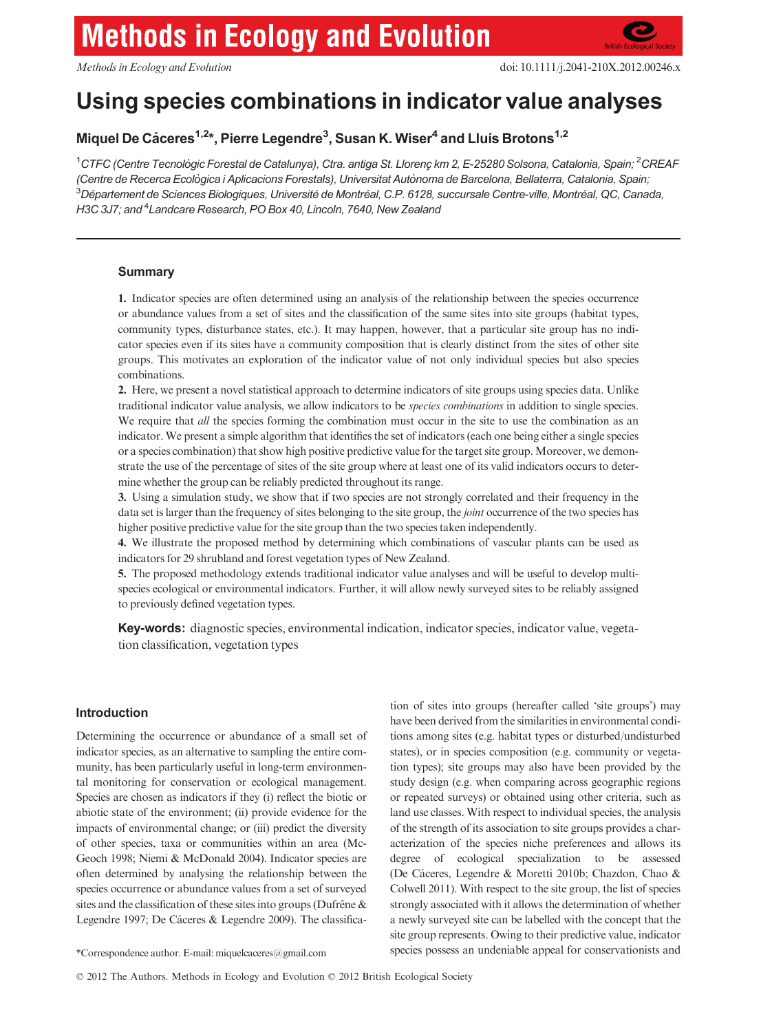# Using species combinations in indicator value analyses

**Miquel De Cáceres[1,2]\*, Pierre Legendre[3], Susan K. Wiser[4] and Lluís Brotons[1,2]**

[1]CTFC (Centre Tecnològic Forestal de Catalunya), Ctra. antiga St. Llorenç km 2, E-25280 Solsona, Catalonia, Spain; [2]CREAF (Centre de Recerca Ecològica i Aplicacions Forestals), Universitat Autònoma de Barcelona, Bellaterra, Catalonia, Spain; [3]Département de Sciences Biologiques, Université de Montréal, C.P. 6128, succursale Centre-ville, Montréal, QC, Canada, H3C 3J7; and [4]Landcare Research, PO Box 40, Lincoln, 7640, New Zealand

## Summary

**1.** Indicator species are often determined using an analysis of the relationship between the species occurrence or abundance values from a set of sites and the classification of the same sites into site groups (habitat types, community types, disturbance states, etc.). It may happen, however, that a particular site group has no indicator species even if its sites have a community composition that is clearly distinct from the sites of other site groups. This motivates an exploration of the indicator value of not only individual species but also species combinations.

**2.** Here, we present a novel statistical approach to determine indicators of site groups using species data. Unlike traditional indicator value analysis, we allow indicators to be *species combinations* in addition to single species. We require that *all* the species forming the combination must occur in the site to use the combination as an indicator. We present a simple algorithm that identifies the set of indicators (each one being either a single species or a species combination) that show high positive predictive value for the target site group. Moreover, we demonstrate the use of the percentage of sites of the site group where at least one of its valid indicators occurs to determine whether the group can be reliably predicted throughout its range.

**3.** Using a simulation study, we show that if two species are not strongly correlated and their frequency in the data set is larger than the frequency of sites belonging to the site group, the *joint* occurrence of the two species has higher positive predictive value for the site group than the two species taken independently.

**4.** We illustrate the proposed method by determining which combinations of vascular plants can be used as indicators for 29 shrubland and forest vegetation types of New Zealand.

**5.** The proposed methodology extends traditional indicator value analyses and will be useful to develop multi-species ecological or environmental indicators. Further, it will allow newly surveyed sites to be reliably assigned to previously defined vegetation types.

**Key-words:** diagnostic species, environmental indication, indicator species, indicator value, vegetation classification, vegetation types

## Introduction

Determining the occurrence or abundance of a small set of indicator species, as an alternative to sampling the entire community, has been particularly useful in long-term environmental monitoring for conservation or ecological management. Species are chosen as indicators if they (i) reflect the biotic or abiotic state of the environment; (ii) provide evidence for the impacts of environmental change; or (iii) predict the diversity of other species, taxa or communities within an area (McGeoch 1998; Niemi & McDonald 2004). Indicator species are often determined by analysing the relationship between the species occurrence or abundance values from a set of surveyed sites and the classification of these sites into groups (Dufrêne & Legendre 1997; De Cáceres & Legendre 2009). The classification of sites into groups (hereafter called 'site groups') may have been derived from the similarities in environmental conditions among sites (e.g. habitat types or disturbed/undisturbed states), or in species composition (e.g. community or vegetation types); site groups may also have been provided by the study design (e.g. when comparing across geographic regions or repeated surveys) or obtained using other criteria, such as land use classes. With respect to individual species, the analysis of the strength of its association to site groups provides a characterization of the species niche preferences and allows its degree of ecological specialization to be assessed (De Cáceres, Legendre & Moretti 2010b; Chazdon, Chao & Colwell 2011). With respect to the site group, the list of species strongly associated with it allows the determination of whether a newly surveyed site can be labelled with the concept that the site group represents. Owing to their predictive value, indicator species possess an undeniable appeal for conservationists and

\*Correspondence author. E-mail: miquelcaceres@gmail.com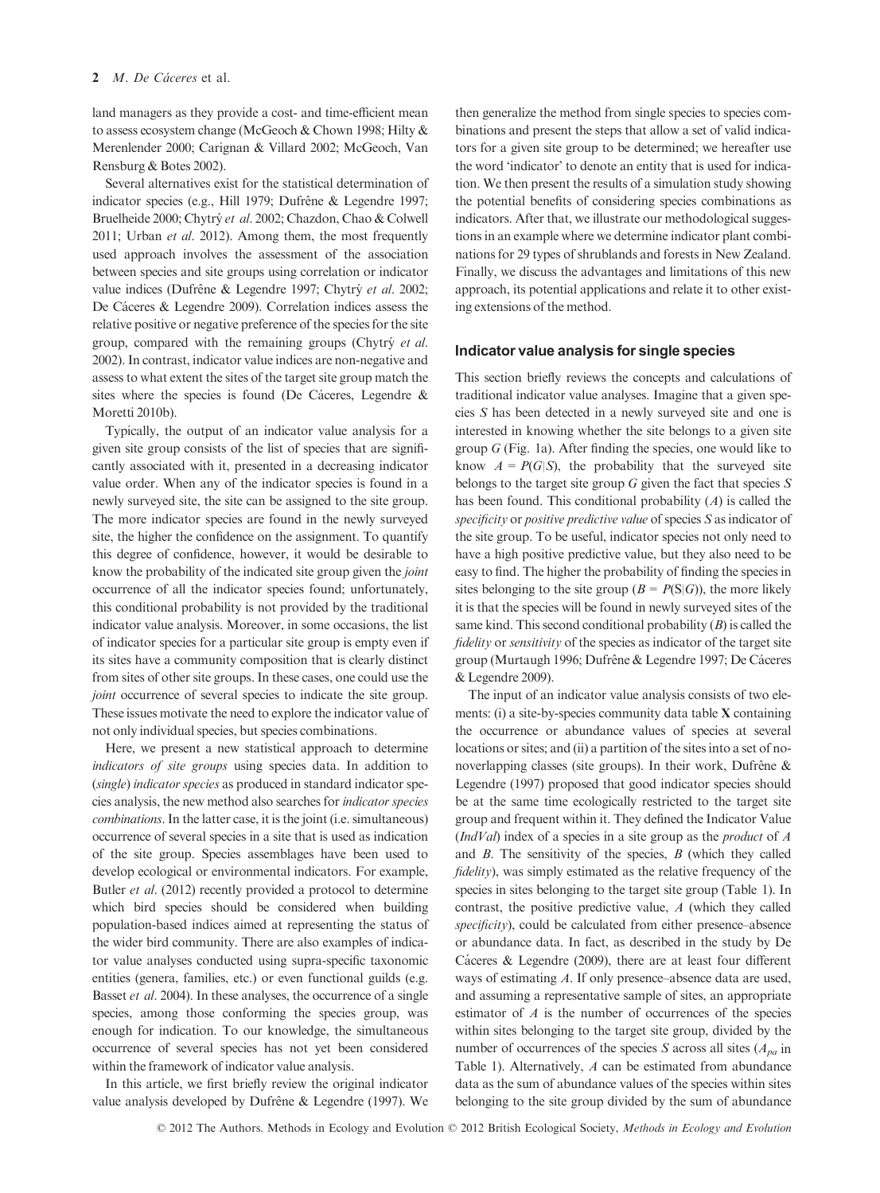land managers as they provide a cost- and time-efficient mean to assess ecosystem change (McGeoch & Chown 1998; Hilty & Merenlender 2000; Carignan & Villard 2002; McGeoch, Van Rensburg & Botes 2002).

Several alternatives exist for the statistical determination of indicator species (e.g., Hill 1979; Dufrêne & Legendre 1997; Bruelheide 2000; Chytrý *et al*. 2002; Chazdon, Chao & Colwell 2011; Urban *et al*. 2012). Among them, the most frequently used approach involves the assessment of the association between species and site groups using correlation or indicator value indices (Dufrêne & Legendre 1997; Chytrý *et al*. 2002; De Cáceres & Legendre 2009). Correlation indices assess the relative positive or negative preference of the species for the site group, compared with the remaining groups (Chytrý *et al*. 2002). In contrast, indicator value indices are non-negative and assess to what extent the sites of the target site group match the sites where the species is found (De Cáceres, Legendre & Moretti 2010b).

Typically, the output of an indicator value analysis for a given site group consists of the list of species that are significantly associated with it, presented in a decreasing indicator value order. When any of the indicator species is found in a newly surveyed site, the site can be assigned to the site group. The more indicator species are found in the newly surveyed site, the higher the confidence on the assignment. To quantify this degree of confidence, however, it would be desirable to know the probability of the indicated site group given the *joint* occurrence of all the indicator species found; unfortunately, this conditional probability is not provided by the traditional indicator value analysis. Moreover, in some occasions, the list of indicator species for a particular site group is empty even if its sites have a community composition that is clearly distinct from sites of other site groups. In these cases, one could use the *joint* occurrence of several species to indicate the site group. These issues motivate the need to explore the indicator value of not only individual species, but species combinations.

Here, we present a new statistical approach to determine *indicators of site groups* using species data. In addition to (*single*) *indicator species* as produced in standard indicator species analysis, the new method also searches for *indicator species combinations*. In the latter case, it is the joint (i.e. simultaneous) occurrence of several species in a site that is used as indication of the site group. Species assemblages have been used to develop ecological or environmental indicators. For example, Butler *et al*. (2012) recently provided a protocol to determine which bird species should be considered when building population-based indices aimed at representing the status of the wider bird community. There are also examples of indicator value analyses conducted using supra-specific taxonomic entities (genera, families, etc.) or even functional guilds (e.g. Basset *et al*. 2004). In these analyses, the occurrence of a single species, among those conforming the species group, was enough for indication. To our knowledge, the simultaneous occurrence of several species has not yet been considered within the framework of indicator value analysis.

In this article, we first briefly review the original indicator value analysis developed by Dufrêne & Legendre (1997). We then generalize the method from single species to species combinations and present the steps that allow a set of valid indicators for a given site group to be determined; we hereafter use the word 'indicator' to denote an entity that is used for indication. We then present the results of a simulation study showing the potential benefits of considering species combinations as indicators. After that, we illustrate our methodological suggestions in an example where we determine indicator plant combinations for 29 types of shrublands and forests in New Zealand. Finally, we discuss the advantages and limitations of this new approach, its potential applications and relate it to other existing extensions of the method.

## Indicator value analysis for single species

This section briefly reviews the concepts and calculations of traditional indicator value analyses. Imagine that a given species $S$ has been detected in a newly surveyed site and one is interested in knowing whether the site belongs to a given site group $G$ (Fig. 1a). After finding the species, one would like to know $A = P(G|S)$, the probability that the surveyed site belongs to the target site group $G$ given the fact that species $S$ has been found. This conditional probability ($A$) is called the *specificity* or *positive predictive value* of species $S$ as indicator of the site group. To be useful, indicator species not only need to have a high positive predictive value, but they also need to be easy to find. The higher the probability of finding the species in sites belonging to the site group ($B = P(S|G)$), the more likely it is that the species will be found in newly surveyed sites of the same kind. This second conditional probability ($B$) is called the *fidelity* or *sensitivity* of the species as indicator of the target site group (Murtaugh 1996; Dufrêne & Legendre 1997; De Cáceres & Legendre 2009).

The input of an indicator value analysis consists of two elements: (i) a site-by-species community data table **X** containing the occurrence or abundance values of species at several locations or sites; and (ii) a partition of the sites into a set of non-overlapping classes (site groups). In their work, Dufrêne & Legendre (1997) proposed that good indicator species should be at the same time ecologically restricted to the target site group and frequent within it. They defined the Indicator Value (*IndVal*) index of a species in a site group as the *product* of $A$ and $B$. The sensitivity of the species, $B$ (which they called *fidelity*), was simply estimated as the relative frequency of the species in sites belonging to the target site group (Table 1). In contrast, the positive predictive value, $A$ (which they called *specificity*), could be calculated from either presence–absence or abundance data. In fact, as described in the study by De Cáceres & Legendre (2009), there are at least four different ways of estimating $A$. If only presence–absence data are used, and assuming a representative sample of sites, an appropriate estimator of $A$ is the number of occurrences of the species within sites belonging to the target site group, divided by the number of occurrences of the species $S$ across all sites ($A_{pa}$ in Table 1). Alternatively, $A$ can be estimated from abundance data as the sum of abundance values of the species within sites belonging to the site group divided by the sum of abundance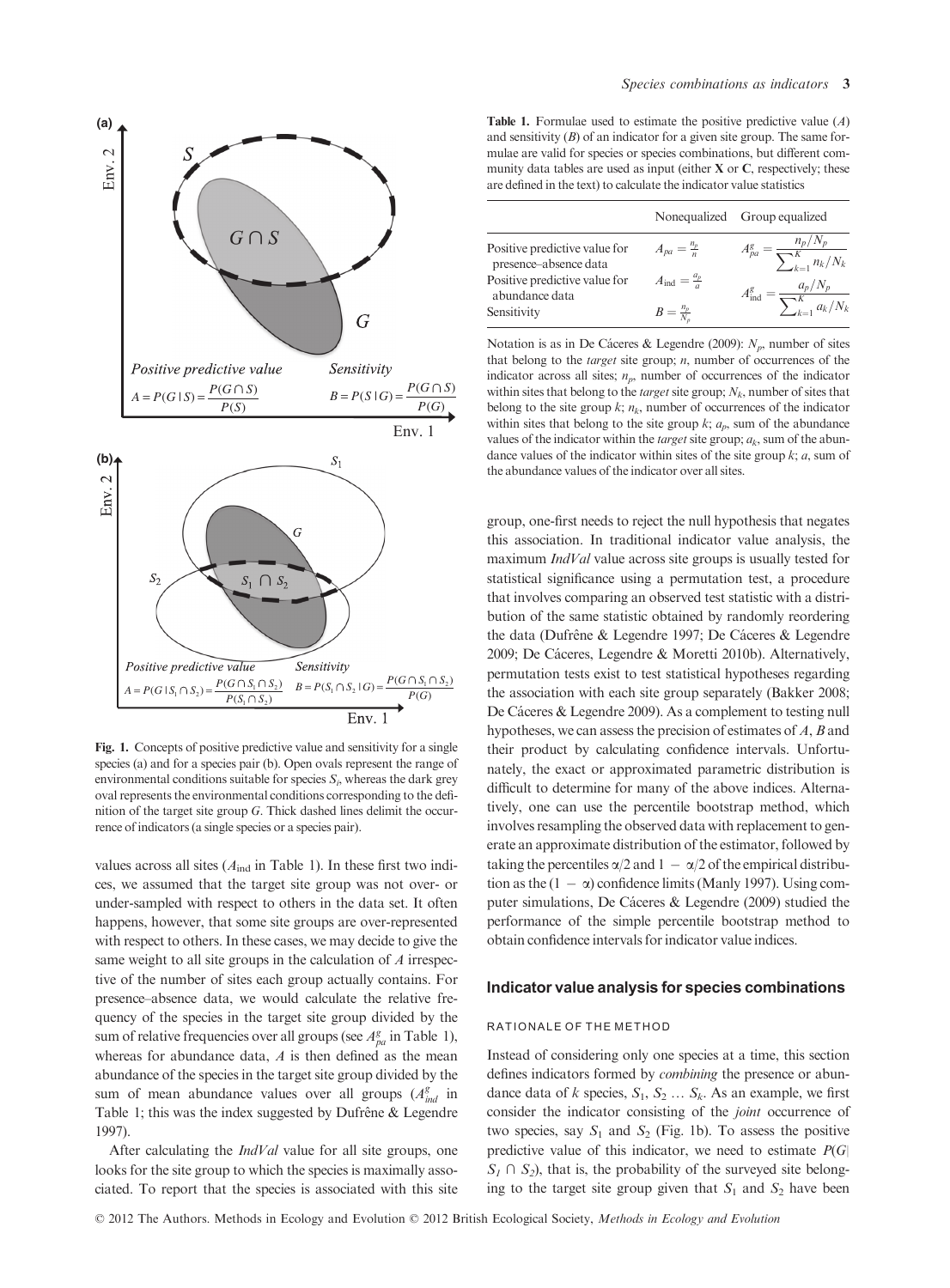Fig. 1. Concepts of positive predictive value and sensitivity for a single species (a) and for a species pair (b). Open ovals represent the range of environmental conditions suitable for species $S_i$, whereas the dark grey oval represents the environmental conditions corresponding to the definition of the target site group $G$. Thick dashed lines delimit the occurrence of indicators (a single species or a species pair).

values across all sites ($A_{\text{ind}}$ in Table 1). In these first two indices, we assumed that the target site group was not over- or under-sampled with respect to others in the data set. It often happens, however, that some site groups are over-represented with respect to others. In these cases, we may decide to give the same weight to all site groups in the calculation of $A$ irrespective of the number of sites each group actually contains. For presence–absence data, we would calculate the relative frequency of the species in the target site group divided by the sum of relative frequencies over all groups (see $A^g_{pa}$ in Table 1), whereas for abundance data, $A$ is then defined as the mean abundance of the species in the target site group divided by the sum of mean abundance values over all groups ($A^g_{ind}$ in Table 1; this was the index suggested by Dufrêne & Legendre 1997).

After calculating the *IndVal* value for all site groups, one looks for the site group to which the species is maximally associated. To report that the species is associated with this site group, one-first needs to reject the null hypothesis that negates this association. In traditional indicator value analysis, the maximum *IndVal* value across site groups is usually tested for statistical significance using a permutation test, a procedure that involves comparing an observed test statistic with a distribution of the same statistic obtained by randomly reordering the data (Dufrêne & Legendre 1997; De Cáceres & Legendre 2009; De Cáceres, Legendre & Moretti 2010b). Alternatively, permutation tests exist to test statistical hypotheses regarding the association with each site group separately (Bakker 2008; De Cáceres & Legendre 2009). As a complement to testing null hypotheses, we can assess the precision of estimates of $A$, $B$ and their product by calculating confidence intervals. Unfortunately, the exact or approximated parametric distribution is difficult to determine for many of the above indices. Alternatively, one can use the percentile bootstrap method, which involves resampling the observed data with replacement to generate an approximate distribution of the estimator, followed by taking the percentiles $\alpha/2$ and $1 - \alpha/2$ of the empirical distribution as the $(1 - \alpha)$ confidence limits (Manly 1997). Using computer simulations, De Cáceres & Legendre (2009) studied the performance of the simple percentile bootstrap method to obtain confidence intervals for indicator value indices.

**Table 1.** Formulae used to estimate the positive predictive value ($A$) and sensitivity ($B$) of an indicator for a given site group. The same formulae are valid for species or species combinations, but different community data tables are used as input (either **X** or **C**, respectively; these are defined in the text) to calculate the indicator value statistics

| | Nonequalized | Group equalized |
|---|---|---|
| Positive predictive value for presence–absence data | $A_{pa} = \frac{n_p}{n}$ | $A^g_{pa} = \frac{n_p/N_p}{\sum_{k=1}^{K} n_k/N_k}$ |
| Positive predictive value for abundance data | $A_{\text{ind}} = \frac{a_p}{a}$ | $A^g_{\text{ind}} = \frac{a_p/N_p}{\sum_{k=1}^{K} a_k/N_k}$ |
| Sensitivity | $B = \frac{n_p}{N_p}$ | |

Notation is as in De Cáceres & Legendre (2009): $N_p$, number of sites that belong to the *target* site group; $n$, number of occurrences of the indicator across all sites; $n_p$, number of occurrences of the indicator within sites that belong to the *target* site group; $N_k$, number of sites that belong to the site group $k$; $n_k$, number of occurrences of the indicator within sites that belong to the site group $k$; $a_p$, sum of the abundance values of the indicator within the *target* site group; $a_k$, sum of the abundance values of the indicator within sites of the site group $k$; $a$, sum of the abundance values of the indicator over all sites.

## Indicator value analysis for species combinations

### RATIONALE OF THE METHOD

Instead of considering only one species at a time, this section defines indicators formed by *combining* the presence or abundance data of $k$ species, $S_1, S_2 \ldots S_k$. As an example, we first consider the indicator consisting of the *joint* occurrence of two species, say $S_1$ and $S_2$ (Fig. 1b). To assess the positive predictive value of this indicator, we need to estimate $P(G|S_1 \cap S_2)$, that is, the probability of the surveyed site belonging to the target site group given that $S_1$ and $S_2$ have been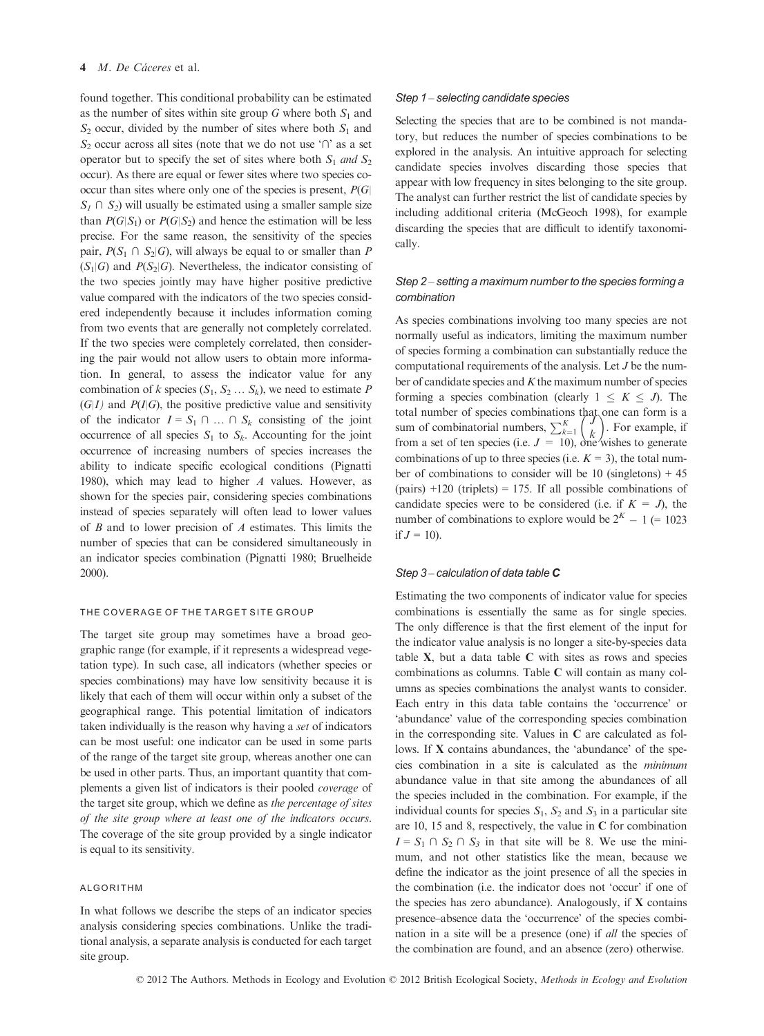found together. This conditional probability can be estimated as the number of sites within site group $G$ where both $S_1$ and $S_2$ occur, divided by the number of sites where both $S_1$ and $S_2$ occur across all sites (note that we do not use '∩' as a set operator but to specify the set of sites where both $S_1$ *and* $S_2$ occur). As there are equal or fewer sites where two species co-occur than sites where only one of the species is present, $P(G|S_1 \cap S_2)$ will usually be estimated using a smaller sample size than $P(G|S_1)$ or $P(G|S_2)$ and hence the estimation will be less precise. For the same reason, the sensitivity of the species pair, $P(S_1 \cap S_2|G)$, will always be equal to or smaller than $P(S_1|G)$ and $P(S_2|G)$. Nevertheless, the indicator consisting of the two species jointly may have higher positive predictive value compared with the indicators of the two species considered independently because it includes information coming from two events that are generally not completely correlated. If the two species were completely correlated, then considering the pair would not allow users to obtain more information. In general, to assess the indicator value for any combination of $k$ species ($S_1, S_2 \ldots S_k$), we need to estimate $P(G|I)$ and $P(I|G)$, the positive predictive value and sensitivity of the indicator $I = S_1 \cap \ldots \cap S_k$ consisting of the joint occurrence of all species $S_1$ to $S_k$. Accounting for the joint occurrence of increasing numbers of species increases the ability to indicate specific ecological conditions (Pignatti 1980), which may lead to higher $A$ values. However, as shown for the species pair, considering species combinations instead of species separately will often lead to lower values of $B$ and to lower precision of $A$ estimates. This limits the number of species that can be considered simultaneously in an indicator species combination (Pignatti 1980; Bruelheide 2000).

### THE COVERAGE OF THE TARGET SITE GROUP

The target site group may sometimes have a broad geographic range (for example, if it represents a widespread vegetation type). In such case, all indicators (whether species or species combinations) may have low sensitivity because it is likely that each of them will occur within only a subset of the geographical range. This potential limitation of indicators taken individually is the reason why having a *set* of indicators can be most useful: one indicator can be used in some parts of the range of the target site group, whereas another one can be used in other parts. Thus, an important quantity that complements a given list of indicators is their pooled *coverage* of the target site group, which we define as *the percentage of sites of the site group where at least one of the indicators occurs*. The coverage of the site group provided by a single indicator is equal to its sensitivity.

## ALGORITHM

In what follows we describe the steps of an indicator species analysis considering species combinations. Unlike the traditional analysis, a separate analysis is conducted for each target site group.

### *Step 1 – selecting candidate species*

Selecting the species that are to be combined is not mandatory, but reduces the number of species combinations to be explored in the analysis. An intuitive approach for selecting candidate species involves discarding those species that appear with low frequency in sites belonging to the site group. The analyst can further restrict the list of candidate species by including additional criteria (McGeoch 1998), for example discarding the species that are difficult to identify taxonomically.

### *Step 2 – setting a maximum number to the species forming a combination*

As species combinations involving too many species are not normally useful as indicators, limiting the maximum number of species forming a combination can substantially reduce the computational requirements of the analysis. Let $J$ be the number of candidate species and $K$ the maximum number of species forming a species combination (clearly $1 \leq K \leq J$). The total number of species combinations that one can form is a sum of combinatorial numbers, $\sum_{k=1}^{K} \binom{J}{k}$. For example, if from a set of ten species (i.e. $J = 10$), one wishes to generate combinations of up to three species (i.e. $K = 3$), the total number of combinations to consider will be 10 (singletons) + 45 (pairs) +120 (triplets) = 175. If all possible combinations of candidate species were to be considered (i.e. if $K = J$), the number of combinations to explore would be $2^K - 1$ (= 1023 if $J = 10$).

### *Step 3 – calculation of data table **C***

Estimating the two components of indicator value for species combinations is essentially the same as for single species. The only difference is that the first element of the input for the indicator value analysis is no longer a site-by-species data table **X**, but a data table **C** with sites as rows and species combinations as columns. Table **C** will contain as many columns as species combinations the analyst wants to consider. Each entry in this data table contains the 'occurrence' or 'abundance' value of the corresponding species combination in the corresponding site. Values in **C** are calculated as follows. If **X** contains abundances, the 'abundance' of the species combination in a site is calculated as the *minimum* abundance value in that site among the abundances of all the species included in the combination. For example, if the individual counts for species $S_1$, $S_2$ and $S_3$ in a particular site are 10, 15 and 8, respectively, the value in **C** for combination $I = S_1 \cap S_2 \cap S_3$ in that site will be 8. We use the minimum, and not other statistics like the mean, because we define the indicator as the joint presence of all the species in the combination (i.e. the indicator does not 'occur' if one of the species has zero abundance). Analogously, if **X** contains presence–absence data the 'occurrence' of the species combination in a site will be a presence (one) if *all* the species of the combination are found, and an absence (zero) otherwise.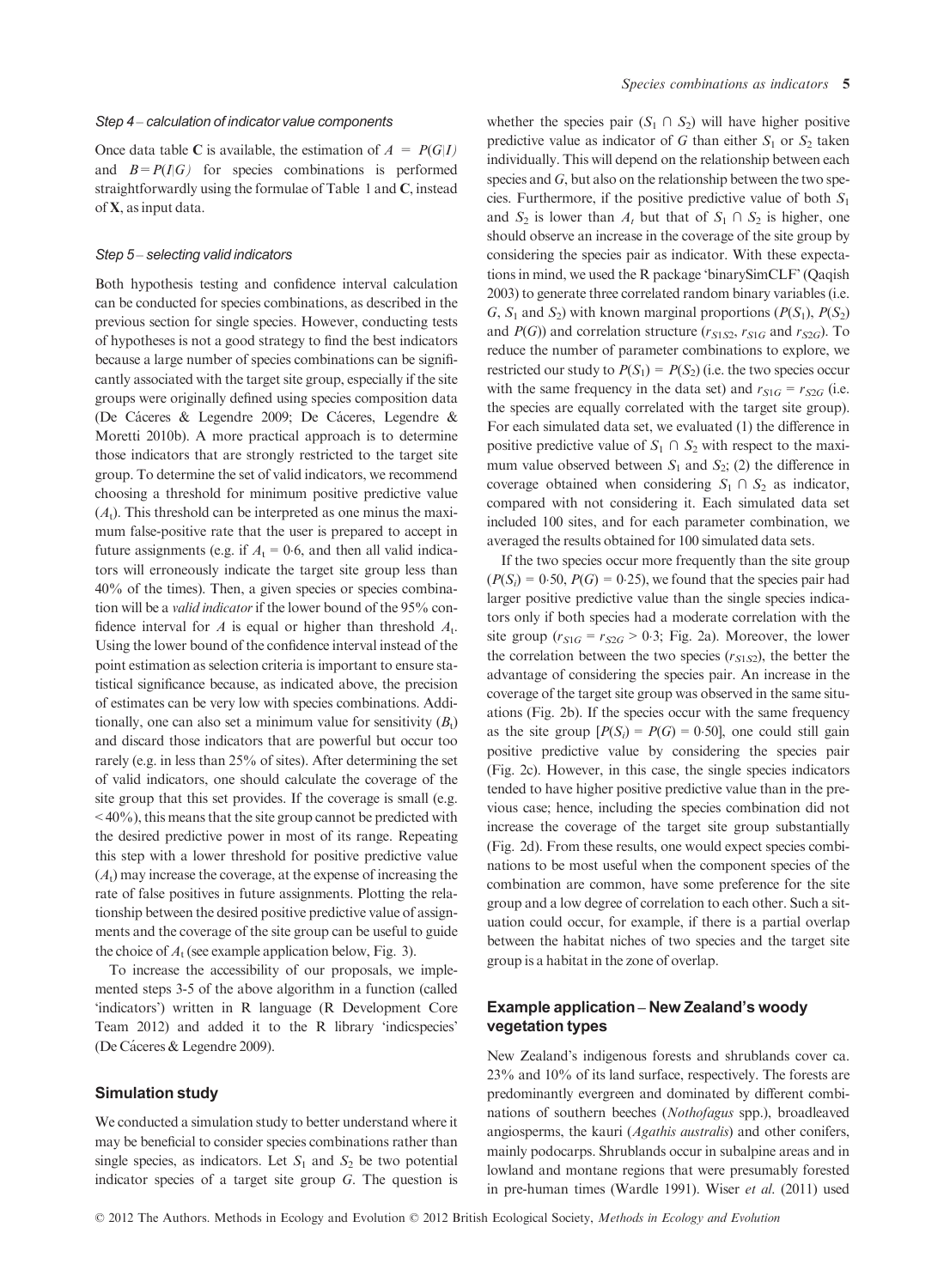### *Step 4 – calculation of indicator value components*

Once data table **C** is available, the estimation of $A = P(G|I)$ and $B = P(I|G)$ for species combinations is performed straightforwardly using the formulae of Table 1 and **C**, instead of **X**, as input data.

### *Step 5 – selecting valid indicators*

Both hypothesis testing and confidence interval calculation can be conducted for species combinations, as described in the previous section for single species. However, conducting tests of hypotheses is not a good strategy to find the best indicators because a large number of species combinations can be significantly associated with the target site group, especially if the site groups were originally defined using species composition data (De Cáceres & Legendre 2009; De Cáceres, Legendre & Moretti 2010b). A more practical approach is to determine those indicators that are strongly restricted to the target site group. To determine the set of valid indicators, we recommend choosing a threshold for minimum positive predictive value ($A_t$). This threshold can be interpreted as one minus the maximum false-positive rate that the user is prepared to accept in future assignments (e.g. if $A_t = 0{\cdot}6$, and then all valid indicators will erroneously indicate the target site group less than 40% of the times). Then, a given species or species combination will be a *valid indicator* if the lower bound of the 95% confidence interval for $A$ is equal or higher than threshold $A_t$. Using the lower bound of the confidence interval instead of the point estimation as selection criteria is important to ensure statistical significance because, as indicated above, the precision of estimates can be very low with species combinations. Additionally, one can also set a minimum value for sensitivity ($B_t$) and discard those indicators that are powerful but occur too rarely (e.g. in less than 25% of sites). After determining the set of valid indicators, one should calculate the coverage of the site group that this set provides. If the coverage is small (e.g. < 40%), this means that the site group cannot be predicted with the desired predictive power in most of its range. Repeating this step with a lower threshold for positive predictive value ($A_t$) may increase the coverage, at the expense of increasing the rate of false positives in future assignments. Plotting the relationship between the desired positive predictive value of assignments and the coverage of the site group can be useful to guide the choice of $A_t$ (see example application below, Fig. 3).

To increase the accessibility of our proposals, we implemented steps 3-5 of the above algorithm in a function (called 'indicators') written in R language (R Development Core Team 2012) and added it to the R library 'indicspecies' (De Cáceres & Legendre 2009).

## Simulation study

We conducted a simulation study to better understand where it may be beneficial to consider species combinations rather than single species, as indicators. Let $S_1$ and $S_2$ be two potential indicator species of a target site group $G$. The question is whether the species pair ($S_1 \cap S_2$) will have higher positive predictive value as indicator of $G$ than either $S_1$ or $S_2$ taken individually. This will depend on the relationship between each species and $G$, but also on the relationship between the two species. Furthermore, if the positive predictive value of both $S_1$ and $S_2$ is lower than $A_t$ but that of $S_1 \cap S_2$ is higher, one should observe an increase in the coverage of the site group by considering the species pair as indicator. With these expectations in mind, we used the R package 'binarySimCLF' (Qaqish 2003) to generate three correlated random binary variables (i.e. $G$, $S_1$ and $S_2$) with known marginal proportions ($P(S_1)$, $P(S_2)$ and $P(G)$) and correlation structure ($r_{S1S2}$, $r_{S1G}$ and $r_{S2G}$). To reduce the number of parameter combinations to explore, we restricted our study to $P(S_1) = P(S_2)$ (i.e. the two species occur with the same frequency in the data set) and $r_{S1G} = r_{S2G}$ (i.e. the species are equally correlated with the target site group). For each simulated data set, we evaluated (1) the difference in positive predictive value of $S_1 \cap S_2$ with respect to the maximum value observed between $S_1$ and $S_2$; (2) the difference in coverage obtained when considering $S_1 \cap S_2$ as indicator, compared with not considering it. Each simulated data set included 100 sites, and for each parameter combination, we averaged the results obtained for 100 simulated data sets.

If the two species occur more frequently than the site group ($P(S_i) = 0{\cdot}50$, $P(G) = 0{\cdot}25$), we found that the species pair had larger positive predictive value than the single species indicators only if both species had a moderate correlation with the site group ($r_{S1G} = r_{S2G} > 0{\cdot}3$; Fig. 2a). Moreover, the lower the correlation between the two species ($r_{S1S2}$), the better the advantage of considering the species pair. An increase in the coverage of the target site group was observed in the same situations (Fig. 2b). If the species occur with the same frequency as the site group [$P(S_i) = P(G) = 0{\cdot}50$], one could still gain positive predictive value by considering the species pair (Fig. 2c). However, in this case, the single species indicators tended to have higher positive predictive value than in the previous case; hence, including the species combination did not increase the coverage of the target site group substantially (Fig. 2d). From these results, one would expect species combinations to be most useful when the component species of the combination are common, have some preference for the site group and a low degree of correlation to each other. Such a situation could occur, for example, if there is a partial overlap between the habitat niches of two species and the target site group is a habitat in the zone of overlap.

## Example application – New Zealand's woody vegetation types

New Zealand's indigenous forests and shrublands cover ca. 23% and 10% of its land surface, respectively. The forests are predominantly evergreen and dominated by different combinations of southern beeches (*Nothofagus* spp.), broadleaved angiosperms, the kauri (*Agathis australis*) and other conifers, mainly podocarps. Shrublands occur in subalpine areas and in lowland and montane regions that were presumably forested in pre-human times (Wardle 1991). Wiser *et al.* (2011) used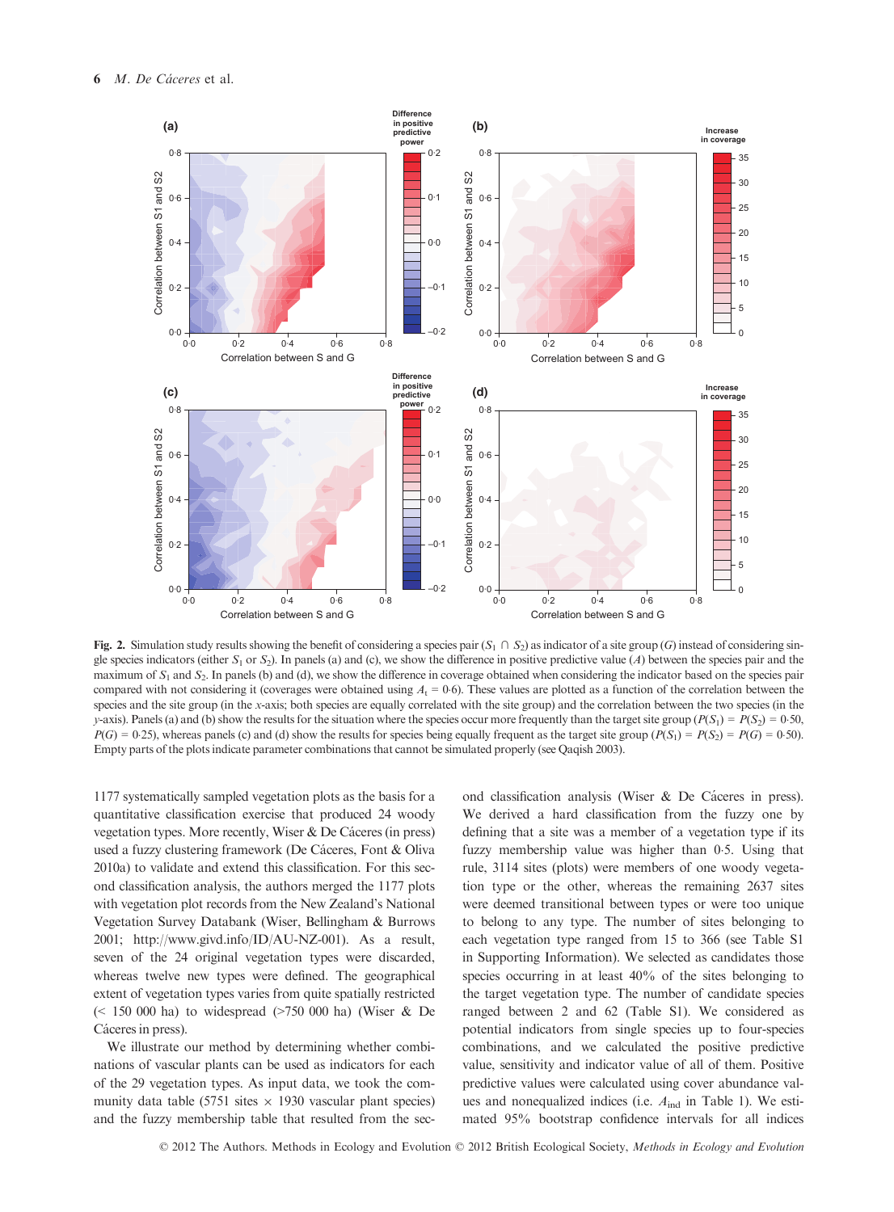**Fig. 2.** Simulation study results showing the benefit of considering a species pair ($S_1 \cap S_2$) as indicator of a site group ($G$) instead of considering single species indicators (either $S_1$ or $S_2$). In panels (a) and (c), we show the difference in positive predictive value ($A$) between the species pair and the maximum of $S_1$ and $S_2$. In panels (b) and (d), we show the difference in coverage obtained when considering the indicator based on the species pair compared with not considering it (coverages were obtained using $A_t = 0{\cdot}6$). These values are plotted as a function of the correlation between the species and the site group (in the $x$-axis; both species are equally correlated with the site group) and the correlation between the two species (in the $y$-axis). Panels (a) and (b) show the results for the situation where the species occur more frequently than the target site group ($P(S_1) = P(S_2) = 0{\cdot}50$, $P(G) = 0{\cdot}25$), whereas panels (c) and (d) show the results for species being equally frequent as the target site group ($P(S_1) = P(S_2) = P(G) = 0{\cdot}50$). Empty parts of the plots indicate parameter combinations that cannot be simulated properly (see Qaqish 2003).

1177 systematically sampled vegetation plots as the basis for a quantitative classification exercise that produced 24 woody vegetation types. More recently, Wiser & De Cáceres (in press) used a fuzzy clustering framework (De Cáceres, Font & Oliva 2010a) to validate and extend this classification. For this second classification analysis, the authors merged the 1177 plots with vegetation plot records from the New Zealand's National Vegetation Survey Databank (Wiser, Bellingham & Burrows 2001; http://www.givd.info/ID/AU-NZ-001). As a result, seven of the 24 original vegetation types were discarded, whereas twelve new types were defined. The geographical extent of vegetation types varies from quite spatially restricted (< 150 000 ha) to widespread (>750 000 ha) (Wiser & De Cáceres in press).

We illustrate our method by determining whether combinations of vascular plants can be used as indicators for each of the 29 vegetation types. As input data, we took the community data table (5751 sites × 1930 vascular plant species) and the fuzzy membership table that resulted from the second classification analysis (Wiser & De Cáceres in press). We derived a hard classification from the fuzzy one by defining that a site was a member of a vegetation type if its fuzzy membership value was higher than 0·5. Using that rule, 3114 sites (plots) were members of one woody vegetation type or the other, whereas the remaining 2637 sites were deemed transitional between types or were too unique to belong to any type. The number of sites belonging to each vegetation type ranged from 15 to 366 (see Table S1 in Supporting Information). We selected as candidates those species occurring in at least 40% of the sites belonging to the target vegetation type. The number of candidate species ranged between 2 and 62 (Table S1). We considered as potential indicators from single species up to four-species combinations, and we calculated the positive predictive value, sensitivity and indicator value of all of them. Positive predictive values were calculated using cover abundance values and nonequalized indices (i.e. $A_{\mathrm{ind}}$ in Table 1). We estimated 95% bootstrap confidence intervals for all indices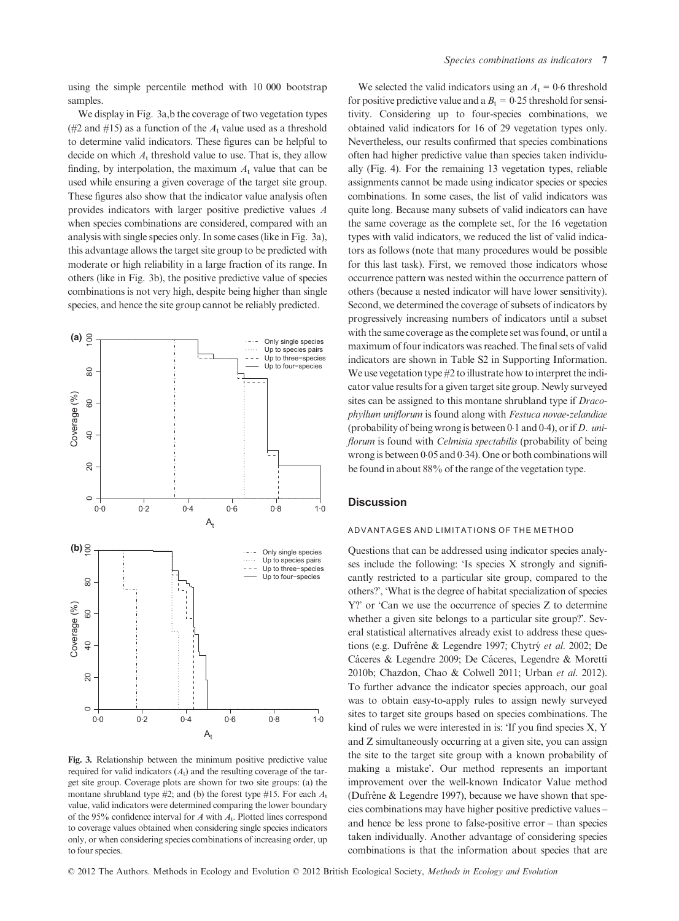using the simple percentile method with 10 000 bootstrap samples.

We display in Fig. 3a,b the coverage of two vegetation types (#2 and #15) as a function of the $A_t$ value used as a threshold to determine valid indicators. These figures can be helpful to decide on which $A_t$ threshold value to use. That is, they allow finding, by interpolation, the maximum $A_t$ value that can be used while ensuring a given coverage of the target site group. These figures also show that the indicator value analysis often provides indicators with larger positive predictive values $A$ when species combinations are considered, compared with an analysis with single species only. In some cases (like in Fig. 3a), this advantage allows the target site group to be predicted with moderate or high reliability in a large fraction of its range. In others (like in Fig. 3b), the positive predictive value of species combinations is not very high, despite being higher than single species, and hence the site group cannot be reliably predicted.

**Fig. 3.** Relationship between the minimum positive predictive value required for valid indicators ($A_t$) and the resulting coverage of the target site group. Coverage plots are shown for two site groups: (a) the montane shrubland type #2; and (b) the forest type #15. For each $A_t$ value, valid indicators were determined comparing the lower boundary of the 95% confidence interval for $A$ with $A_t$. Plotted lines correspond to coverage values obtained when considering single species indicators only, or when considering species combinations of increasing order, up to four species.

We selected the valid indicators using an $A_t$ = 0·6 threshold for positive predictive value and a $B_t$ = 0·25 threshold for sensitivity. Considering up to four-species combinations, we obtained valid indicators for 16 of 29 vegetation types only. Nevertheless, our results confirmed that species combinations often had higher predictive value than species taken individually (Fig. 4). For the remaining 13 vegetation types, reliable assignments cannot be made using indicator species or species combinations. In some cases, the list of valid indicators was quite long. Because many subsets of valid indicators can have the same coverage as the complete set, for the 16 vegetation types with valid indicators, we reduced the list of valid indicators as follows (note that many procedures would be possible for this last task). First, we removed those indicators whose occurrence pattern was nested within the occurrence pattern of others (because a nested indicator will have lower sensitivity). Second, we determined the coverage of subsets of indicators by progressively increasing numbers of indicators until a subset with the same coverage as the complete set was found, or until a maximum of four indicators was reached. The final sets of valid indicators are shown in Table S2 in Supporting Information. We use vegetation type #2 to illustrate how to interpret the indicator value results for a given target site group. Newly surveyed sites can be assigned to this montane shrubland type if *Dracophyllum uniflorum* is found along with *Festuca novae-zelandiae* (probability of being wrong is between 0·1 and 0·4), or if *D. uniflorum* is found with *Celmisia spectabilis* (probability of being wrong is between 0·05 and 0·34). One or both combinations will be found in about 88% of the range of the vegetation type.

## Discussion

### ADVANTAGES AND LIMITATIONS OF THE METHOD

Questions that can be addressed using indicator species analyses include the following: 'Is species X strongly and significantly restricted to a particular site group, compared to the others?', 'What is the degree of habitat specialization of species Y?' or 'Can we use the occurrence of species Z to determine whether a given site belongs to a particular site group?'. Several statistical alternatives already exist to address these questions (e.g. Dufrêne & Legendre 1997; Chytrý *et al.* 2002; De Cáceres & Legendre 2009; De Cáceres, Legendre & Moretti 2010b; Chazdon, Chao & Colwell 2011; Urban *et al.* 2012). To further advance the indicator species approach, our goal was to obtain easy-to-apply rules to assign newly surveyed sites to target site groups based on species combinations. The kind of rules we were interested in is: 'If you find species X, Y and Z simultaneously occurring at a given site, you can assign the site to the target site group with a known probability of making a mistake'. Our method represents an important improvement over the well-known Indicator Value method (Dufrêne & Legendre 1997), because we have shown that species combinations may have higher positive predictive values – and hence be less prone to false-positive error – than species taken individually. Another advantage of considering species combinations is that the information about species that are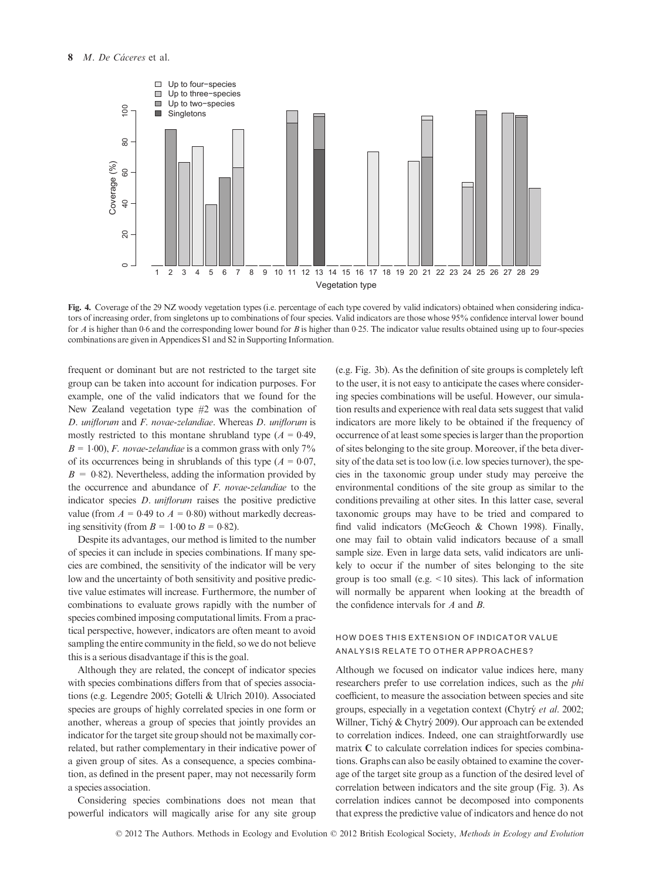Up to four−species
Up to three−species
Up to two−species
Singletons

Coverage (%)

0 20 40 60 80 100

1 2 3 4 5 6 7 8 9 10 11 12 13 14 15 16 17 18 19 20 21 22 23 24 25 26 27 28 29

Vegetation type

**Fig. 4.** Coverage of the 29 NZ woody vegetation types (i.e. percentage of each type covered by valid indicators) obtained when considering indicators of increasing order, from singletons up to combinations of four species. Valid indicators are those whose 95% confidence interval lower bound for $A$ is higher than 0·6 and the corresponding lower bound for $B$ is higher than 0·25. The indicator value results obtained using up to four-species combinations are given in Appendices S1 and S2 in Supporting Information.

frequent or dominant but are not restricted to the target site group can be taken into account for indication purposes. For example, one of the valid indicators that we found for the New Zealand vegetation type #2 was the combination of *D. uniflorum* and *F. novae-zelandiae*. Whereas *D. uniflorum* is mostly restricted to this montane shrubland type ($A = 0{\cdot}49$, $B = 1{\cdot}00$), *F. novae-zelandiae* is a common grass with only 7% of its occurrences being in shrublands of this type ($A = 0{\cdot}07$, $B = 0{\cdot}82$). Nevertheless, adding the information provided by the occurrence and abundance of *F. novae-zelandiae* to the indicator species *D. uniflorum* raises the positive predictive value (from $A = 0{\cdot}49$ to $A = 0{\cdot}80$) without markedly decreasing sensitivity (from $B = 1{\cdot}00$ to $B = 0{\cdot}82$).

Despite its advantages, our method is limited to the number of species it can include in species combinations. If many species are combined, the sensitivity of the indicator will be very low and the uncertainty of both sensitivity and positive predictive value estimates will increase. Furthermore, the number of combinations to evaluate grows rapidly with the number of species combined imposing computational limits. From a practical perspective, however, indicators are often meant to avoid sampling the entire community in the field, so we do not believe this is a serious disadvantage if this is the goal.

Although they are related, the concept of indicator species with species combinations differs from that of species associations (e.g. Legendre 2005; Gotelli & Ulrich 2010). Associated species are groups of highly correlated species in one form or another, whereas a group of species that jointly provides an indicator for the target site group should not be maximally correlated, but rather complementary in their indicative power of a given group of sites. As a consequence, a species combination, as defined in the present paper, may not necessarily form a species association.

Considering species combinations does not mean that powerful indicators will magically arise for any site group (e.g. Fig. 3b). As the definition of site groups is completely left to the user, it is not easy to anticipate the cases where considering species combinations will be useful. However, our simulation results and experience with real data sets suggest that valid indicators are more likely to be obtained if the frequency of occurrence of at least some species is larger than the proportion of sites belonging to the site group. Moreover, if the beta diversity of the data set is too low (i.e. low species turnover), the species in the taxonomic group under study may perceive the environmental conditions of the site group as similar to the conditions prevailing at other sites. In this latter case, several taxonomic groups may have to be tried and compared to find valid indicators (McGeoch & Chown 1998). Finally, one may fail to obtain valid indicators because of a small sample size. Even in large data sets, valid indicators are unlikely to occur if the number of sites belonging to the site group is too small (e.g. <10 sites). This lack of information will normally be apparent when looking at the breadth of the confidence intervals for $A$ and $B$.

### HOW DOES THIS EXTENSION OF INDICATOR VALUE ANALYSIS RELATE TO OTHER APPROACHES?

Although we focused on indicator value indices here, many researchers prefer to use correlation indices, such as the *phi* coefficient, to measure the association between species and site groups, especially in a vegetation context (Chytrý *et al*. 2002; Willner, Tichý & Chytrý 2009). Our approach can be extended to correlation indices. Indeed, one can straightforwardly use matrix **C** to calculate correlation indices for species combinations. Graphs can also be easily obtained to examine the coverage of the target site group as a function of the desired level of correlation between indicators and the site group (Fig. 3). As correlation indices cannot be decomposed into components that express the predictive value of indicators and hence do not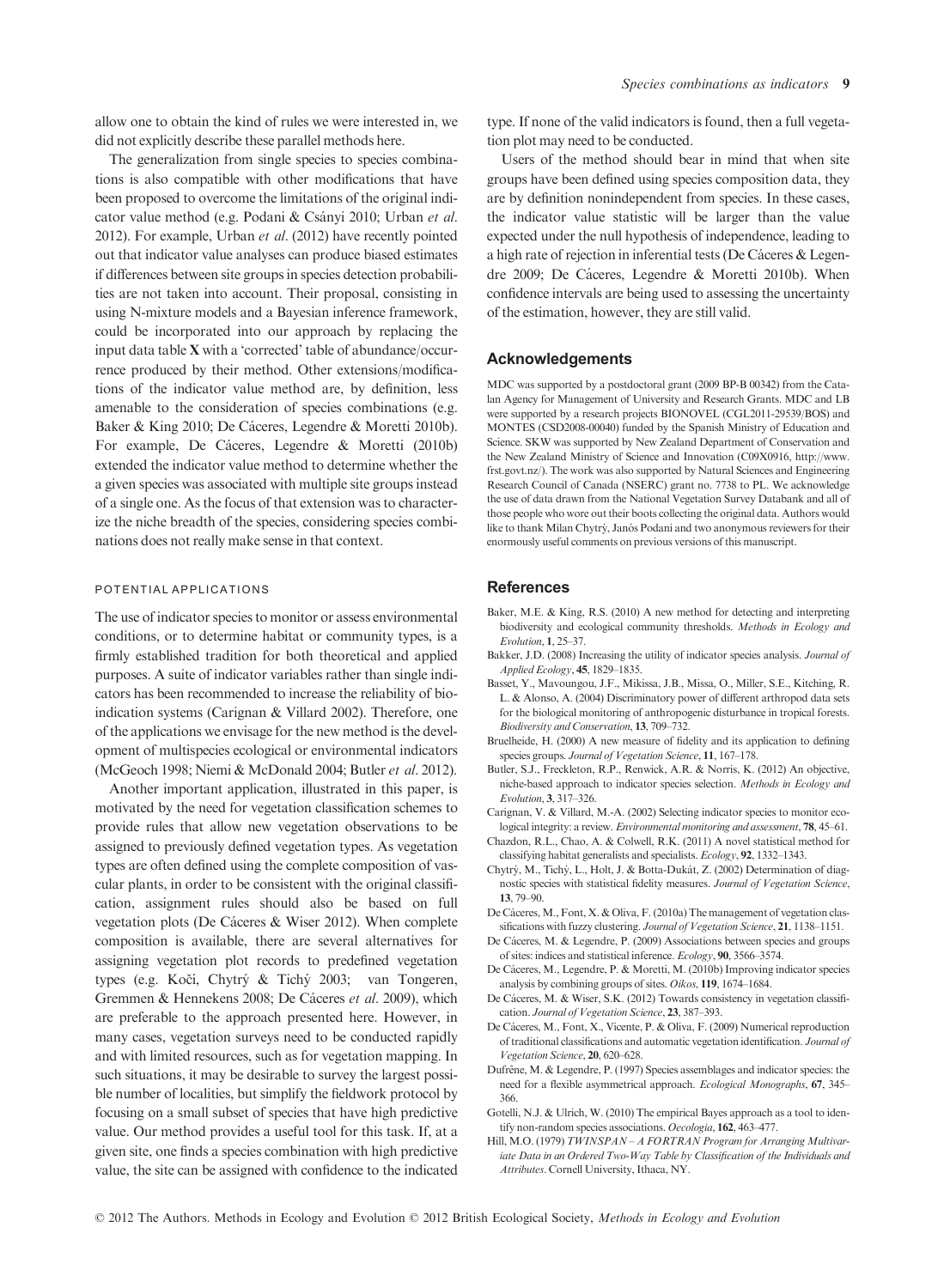allow one to obtain the kind of rules we were interested in, we did not explicitly describe these parallel methods here.

The generalization from single species to species combinations is also compatible with other modifications that have been proposed to overcome the limitations of the original indicator value method (e.g. Podani & Csányi 2010; Urban *et al.* 2012). For example, Urban *et al.* (2012) have recently pointed out that indicator value analyses can produce biased estimates if differences between site groups in species detection probabilities are not taken into account. Their proposal, consisting in using N-mixture models and a Bayesian inference framework, could be incorporated into our approach by replacing the input data table **X** with a 'corrected' table of abundance/occurrence produced by their method. Other extensions/modifications of the indicator value method are, by definition, less amenable to the consideration of species combinations (e.g. Baker & King 2010; De Cáceres, Legendre & Moretti 2010b). For example, De Cáceres, Legendre & Moretti (2010b) extended the indicator value method to determine whether the a given species was associated with multiple site groups instead of a single one. As the focus of that extension was to characterize the niche breadth of the species, considering species combinations does not really make sense in that context.

### POTENTIAL APPLICATIONS

The use of indicator species to monitor or assess environmental conditions, or to determine habitat or community types, is a firmly established tradition for both theoretical and applied purposes. A suite of indicator variables rather than single indicators has been recommended to increase the reliability of bioindication systems (Carignan & Villard 2002). Therefore, one of the applications we envisage for the new method is the development of multispecies ecological or environmental indicators (McGeoch 1998; Niemi & McDonald 2004; Butler *et al.* 2012).

Another important application, illustrated in this paper, is motivated by the need for vegetation classification schemes to provide rules that allow new vegetation observations to be assigned to previously defined vegetation types. As vegetation types are often defined using the complete composition of vascular plants, in order to be consistent with the original classification, assignment rules should also be based on full vegetation plots (De Cáceres & Wiser 2012). When complete composition is available, there are several alternatives for assigning vegetation plot records to predefined vegetation types (e.g. Kočí, Chytrý & Tichý 2003; van Tongeren, Gremmen & Hennekens 2008; De Cáceres *et al.* 2009), which are preferable to the approach presented here. However, in many cases, vegetation surveys need to be conducted rapidly and with limited resources, such as for vegetation mapping. In such situations, it may be desirable to survey the largest possible number of localities, but simplify the fieldwork protocol by focusing on a small subset of species that have high predictive value. Our method provides a useful tool for this task. If, at a given site, one finds a species combination with high predictive value, the site can be assigned with confidence to the indicated type. If none of the valid indicators is found, then a full vegetation plot may need to be conducted.

Users of the method should bear in mind that when site groups have been defined using species composition data, they are by definition nonindependent from species. In these cases, the indicator value statistic will be larger than the value expected under the null hypothesis of independence, leading to a high rate of rejection in inferential tests (De Cáceres & Legendre 2009; De Cáceres, Legendre & Moretti 2010b). When confidence intervals are being used to assessing the uncertainty of the estimation, however, they are still valid.

## Acknowledgements

MDC was supported by a postdoctoral grant (2009 BP-B 00342) from the Catalan Agency for Management of University and Research Grants. MDC and LB were supported by a research projects BIONOVEL (CGL2011-29539/BOS) and MONTES (CSD2008-00040) funded by the Spanish Ministry of Education and Science. SKW was supported by New Zealand Department of Conservation and the New Zealand Ministry of Science and Innovation (C09X0916, http://www.frst.govt.nz/). The work was also supported by Natural Sciences and Engineering Research Council of Canada (NSERC) grant no. 7738 to PL. We acknowledge the use of data drawn from the National Vegetation Survey Databank and all of those people who wore out their boots collecting the original data. Authors would like to thank Milan Chytrý, Janós Podani and two anonymous reviewers for their enormously useful comments on previous versions of this manuscript.

## References

Baker, M.E. & King, R.S. (2010) A new method for detecting and interpreting biodiversity and ecological community thresholds. *Methods in Ecology and Evolution*, **1**, 25–37.

Bakker, J.D. (2008) Increasing the utility of indicator species analysis. *Journal of Applied Ecology*, **45**, 1829–1835.

Basset, Y., Mavoungou, J.F., Mikissa, J.B., Missa, O., Miller, S.E., Kitching, R. L. & Alonso, A. (2004) Discriminatory power of different arthropod data sets for the biological monitoring of anthropogenic disturbance in tropical forests. *Biodiversity and Conservation*, **13**, 709–732.

Bruelheide, H. (2000) A new measure of fidelity and its application to defining species groups. *Journal of Vegetation Science*, **11**, 167–178.

Butler, S.J., Freckleton, R.P., Renwick, A.R. & Norris, K. (2012) An objective, niche-based approach to indicator species selection. *Methods in Ecology and Evolution*, **3**, 317–326.

Carignan, V. & Villard, M.-A. (2002) Selecting indicator species to monitor ecological integrity: a review. *Environmental monitoring and assessment*, **78**, 45–61.

Chazdon, R.L., Chao, A. & Colwell, R.K. (2011) A novel statistical method for classifying habitat generalists and specialists. *Ecology*, **92**, 1332–1343.

Chytrý, M., Tichý, L., Holt, J. & Botta-Dukát, Z. (2002) Determination of diagnostic species with statistical fidelity measures. *Journal of Vegetation Science*, **13**, 79–90.

De Cáceres, M., Font, X. & Oliva, F. (2010a) The management of vegetation classifications with fuzzy clustering. *Journal of Vegetation Science*, **21**, 1138–1151.

De Cáceres, M. & Legendre, P. (2009) Associations between species and groups of sites: indices and statistical inference. *Ecology*, **90**, 3566–3574.

De Cáceres, M., Legendre, P. & Moretti, M. (2010b) Improving indicator species analysis by combining groups of sites. *Oikos*, **119**, 1674–1684.

De Cáceres, M. & Wiser, S.K. (2012) Towards consistency in vegetation classification. *Journal of Vegetation Science*, **23**, 387–393.

De Cáceres, M., Font, X., Vicente, P. & Oliva, F. (2009) Numerical reproduction of traditional classifications and automatic vegetation identification. *Journal of Vegetation Science*, **20**, 620–628.

Dufrêne, M. & Legendre, P. (1997) Species assemblages and indicator species: the need for a flexible asymmetrical approach. *Ecological Monographs*, **67**, 345–366.

Gotelli, N.J. & Ulrich, W. (2010) The empirical Bayes approach as a tool to identify non-random species associations. *Oecologia*, **162**, 463–477.

Hill, M.O. (1979) *TWINSPAN – A FORTRAN Program for Arranging Multivariate Data in an Ordered Two-Way Table by Classification of the Individuals and Attributes*. Cornell University, Ithaca, NY.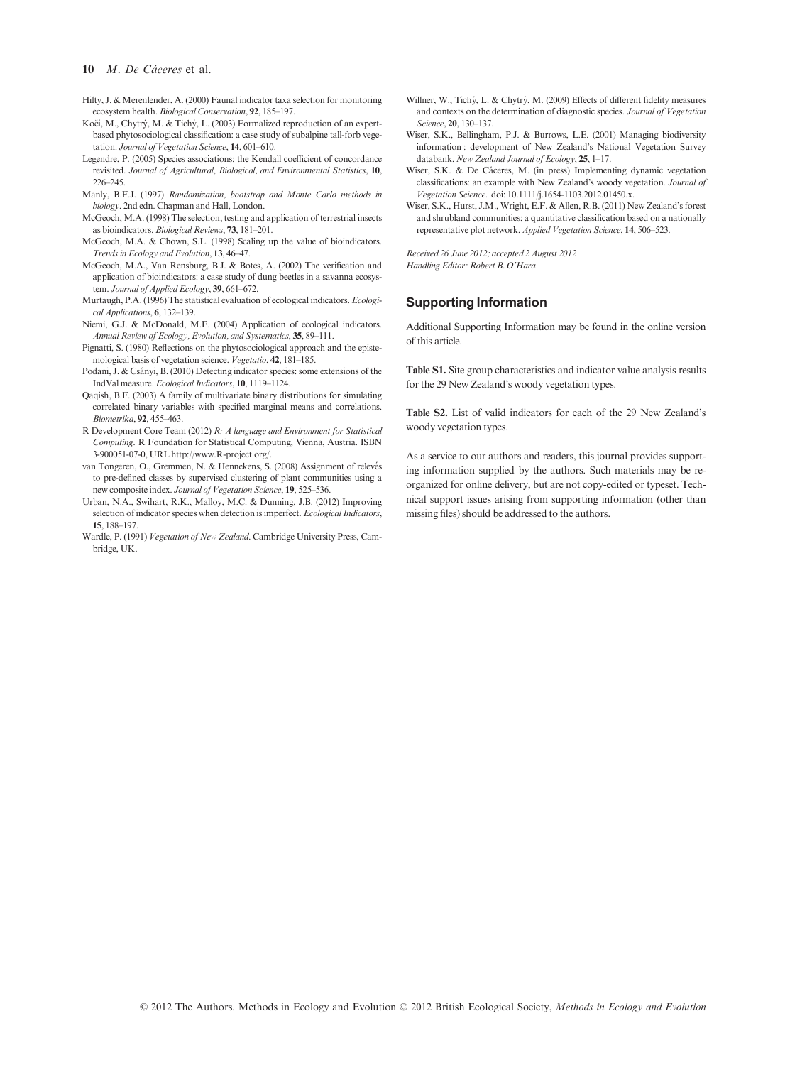Hilty, J. & Merenlender, A. (2000) Faunal indicator taxa selection for monitoring ecosystem health. *Biological Conservation*, **92**, 185–197.

Kočí, M., Chytrý, M. & Tichý, L. (2003) Formalized reproduction of an expert-based phytosociological classification: a case study of subalpine tall-forb vegetation. *Journal of Vegetation Science*, **14**, 601–610.

Legendre, P. (2005) Species associations: the Kendall coefficient of concordance revisited. *Journal of Agricultural, Biological, and Environmental Statistics*, **10**, 226–245.

Manly, B.F.J. (1997) *Randomization, bootstrap and Monte Carlo methods in biology*. 2nd edn. Chapman and Hall, London.

McGeoch, M.A. (1998) The selection, testing and application of terrestrial insects as bioindicators. *Biological Reviews*, **73**, 181–201.

McGeoch, M.A. & Chown, S.L. (1998) Scaling up the value of bioindicators. *Trends in Ecology and Evolution*, **13**, 46–47.

McGeoch, M.A., Van Rensburg, B.J. & Botes, A. (2002) The verification and application of bioindicators: a case study of dung beetles in a savanna ecosystem. *Journal of Applied Ecology*, **39**, 661–672.

Murtaugh, P.A. (1996) The statistical evaluation of ecological indicators. *Ecological Applications*, **6**, 132–139.

Niemi, G.J. & McDonald, M.E. (2004) Application of ecological indicators. *Annual Review of Ecology, Evolution, and Systematics*, **35**, 89–111.

Pignatti, S. (1980) Reflections on the phytosociological approach and the epistemological basis of vegetation science. *Vegetatio*, **42**, 181–185.

Podani, J. & Csányi, B. (2010) Detecting indicator species: some extensions of the IndVal measure. *Ecological Indicators*, **10**, 1119–1124.

Qaqish, B.F. (2003) A family of multivariate binary distributions for simulating correlated binary variables with specified marginal means and correlations. *Biometrika*, **92**, 455–463.

R Development Core Team (2012) *R: A language and Environment for Statistical Computing*. R Foundation for Statistical Computing, Vienna, Austria. ISBN 3-900051-07-0, URL http://www.R-project.org/.

van Tongeren, O., Gremmen, N. & Hennekens, S. (2008) Assignment of relevés to pre-defined classes by supervised clustering of plant communities using a new composite index. *Journal of Vegetation Science*, **19**, 525–536.

Urban, N.A., Swihart, R.K., Malloy, M.C. & Dunning, J.B. (2012) Improving selection of indicator species when detection is imperfect. *Ecological Indicators*, **15**, 188–197.

Wardle, P. (1991) *Vegetation of New Zealand*. Cambridge University Press, Cambridge, UK.

Willner, W., Tichý, L. & Chytrý, M. (2009) Effects of different fidelity measures and contexts on the determination of diagnostic species. *Journal of Vegetation Science*, **20**, 130–137.

Wiser, S.K., Bellingham, P.J. & Burrows, L.E. (2001) Managing biodiversity information : development of New Zealand's National Vegetation Survey databank. *New Zealand Journal of Ecology*, **25**, 1–17.

Wiser, S.K. & De Cáceres, M. (in press) Implementing dynamic vegetation classifications: an example with New Zealand's woody vegetation. *Journal of Vegetation Science*. doi: 10.1111/j.1654-1103.2012.01450.x.

Wiser, S.K., Hurst, J.M., Wright, E.F. & Allen, R.B. (2011) New Zealand's forest and shrubland communities: a quantitative classification based on a nationally representative plot network. *Applied Vegetation Science*, **14**, 506–523.

*Received 26 June 2012; accepted 2 August 2012*
*Handling Editor: Robert B. O'Hara*

## Supporting Information

Additional Supporting Information may be found in the online version of this article.

**Table S1.** Site group characteristics and indicator value analysis results for the 29 New Zealand's woody vegetation types.

**Table S2.** List of valid indicators for each of the 29 New Zealand's woody vegetation types.

As a service to our authors and readers, this journal provides supporting information supplied by the authors. Such materials may be re-organized for online delivery, but are not copy-edited or typeset. Technical support issues arising from supporting information (other than missing files) should be addressed to the authors.